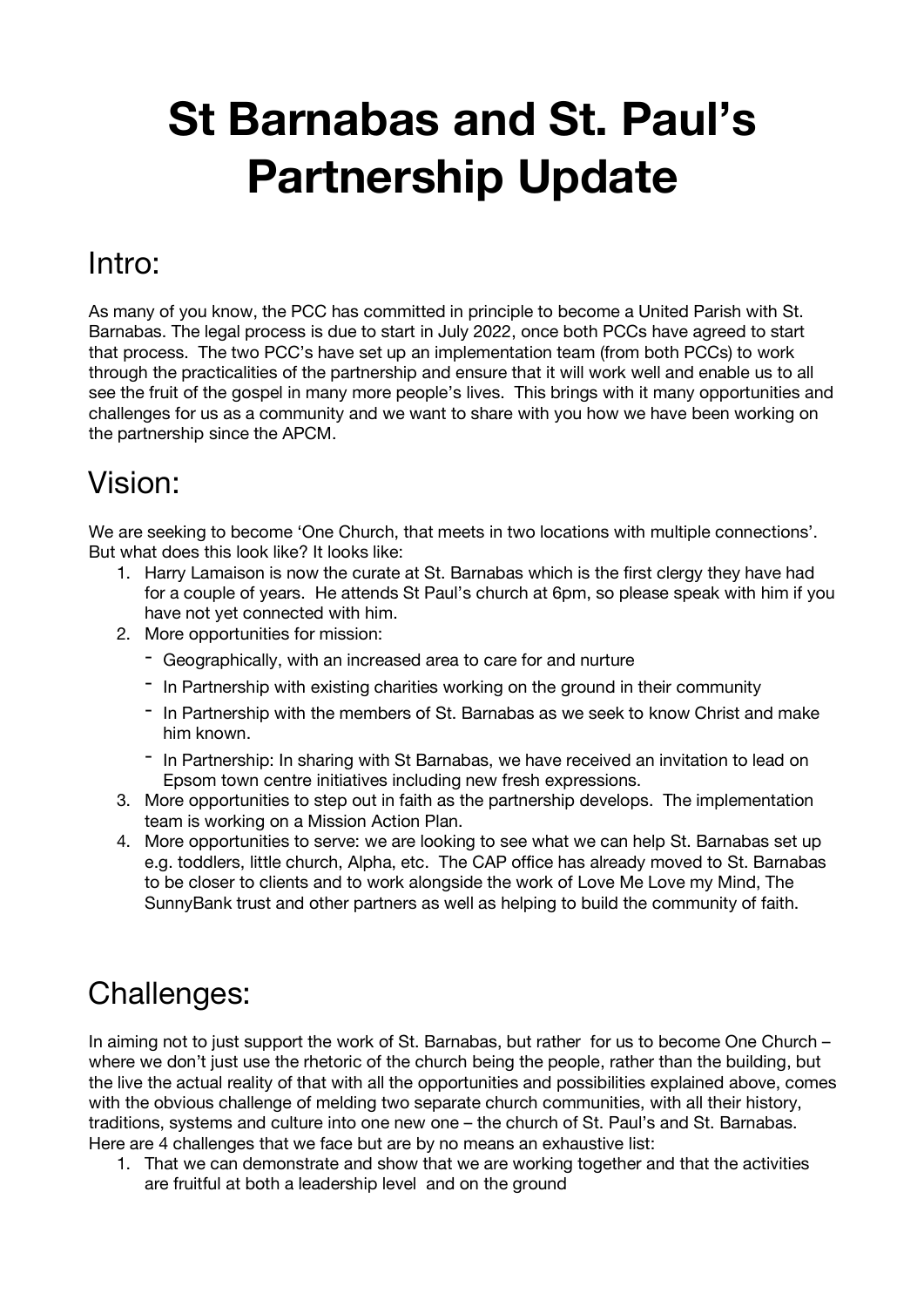# St Barnabas and St. Paul's Partnership Update

## Intro:

As many of you know, the PCC has committed in principle to become a United Parish with St. Barnabas. The legal process is due to start in July 2022, once both PCCs have agreed to start that process. The two PCC's have set up an implementation team (from both PCCs) to work through the practicalities of the partnership and ensure that it will work well and enable us to all see the fruit of the gospel in many more people's lives. This brings with it many opportunities and challenges for us as a community and we want to share with you how we have been working on the partnership since the APCM.

## Vision:

We are seeking to become 'One Church, that meets in two locations with multiple connections'. But what does this look like? It looks like:

1. Harry Lamaison is now the curate at St. Barnabas which is the first clergy they have had for a couple of years. He attends St Paul's church at 6pm, so please speak with him if you have not yet connected with him.
2. More opportunities for mission:
   - Geographically, with an increased area to care for and nurture
   - In Partnership with existing charities working on the ground in their community
   - In Partnership with the members of St. Barnabas as we seek to know Christ and make him known.
   - In Partnership: In sharing with St Barnabas, we have received an invitation to lead on Epsom town centre initiatives including new fresh expressions.
3. More opportunities to step out in faith as the partnership develops. The implementation team is working on a Mission Action Plan.
4. More opportunities to serve: we are looking to see what we can help St. Barnabas set up e.g. toddlers, little church, Alpha, etc. The CAP office has already moved to St. Barnabas to be closer to clients and to work alongside the work of Love Me Love my Mind, The SunnyBank trust and other partners as well as helping to build the community of faith.

## Challenges:

In aiming not to just support the work of St. Barnabas, but rather for us to become One Church – where we don't just use the rhetoric of the church being the people, rather than the building, but the live the actual reality of that with all the opportunities and possibilities explained above, comes with the obvious challenge of melding two separate church communities, with all their history, traditions, systems and culture into one new one – the church of St. Paul's and St. Barnabas. Here are 4 challenges that we face but are by no means an exhaustive list:

1. That we can demonstrate and show that we are working together and that the activities are fruitful at both a leadership level and on the ground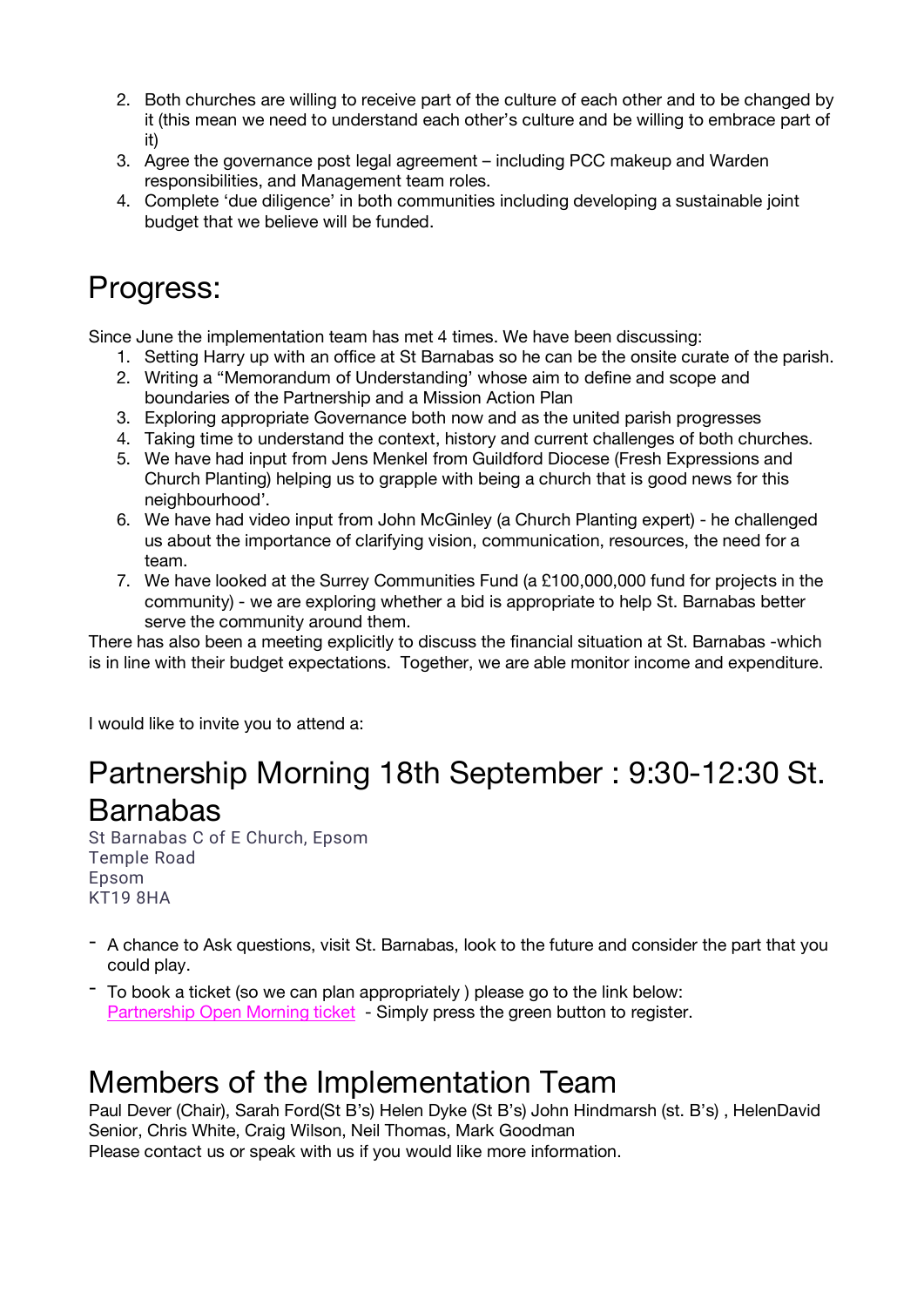2. Both churches are willing to receive part of the culture of each other and to be changed by it (this mean we need to understand each other's culture and be willing to embrace part of it)
3. Agree the governance post legal agreement – including PCC makeup and Warden responsibilities, and Management team roles.
4. Complete 'due diligence' in both communities including developing a sustainable joint budget that we believe will be funded.

# Progress:

Since June the implementation team has met 4 times. We have been discussing:

1. Setting Harry up with an office at St Barnabas so he can be the onsite curate of the parish.
2. Writing a "Memorandum of Understanding' whose aim to define and scope and boundaries of the Partnership and a Mission Action Plan
3. Exploring appropriate Governance both now and as the united parish progresses
4. Taking time to understand the context, history and current challenges of both churches.
5. We have had input from Jens Menkel from Guildford Diocese (Fresh Expressions and Church Planting) helping us to grapple with being a church that is good news for this neighbourhood'.
6. We have had video input from John McGinley (a Church Planting expert) - he challenged us about the importance of clarifying vision, communication, resources, the need for a team.
7. We have looked at the Surrey Communities Fund (a £100,000,000 fund for projects in the community) - we are exploring whether a bid is appropriate to help St. Barnabas better serve the community around them.

There has also been a meeting explicitly to discuss the financial situation at St. Barnabas -which is in line with their budget expectations. Together, we are able monitor income and expenditure.

I would like to invite you to attend a:

# Partnership Morning 18th September : 9:30-12:30 St. Barnabas

St Barnabas C of E Church, Epsom
Temple Road
Epsom
KT19 8HA

- A chance to Ask questions, visit St. Barnabas, look to the future and consider the part that you could play.
- To book a ticket (so we can plan appropriately ) please go to the link below: Partnership Open Morning ticket - Simply press the green button to register.

# Members of the Implementation Team

Paul Dever (Chair), Sarah Ford(St B's) Helen Dyke (St B's) John Hindmarsh (st. B's) , HelenDavid Senior, Chris White, Craig Wilson, Neil Thomas, Mark Goodman
Please contact us or speak with us if you would like more information.